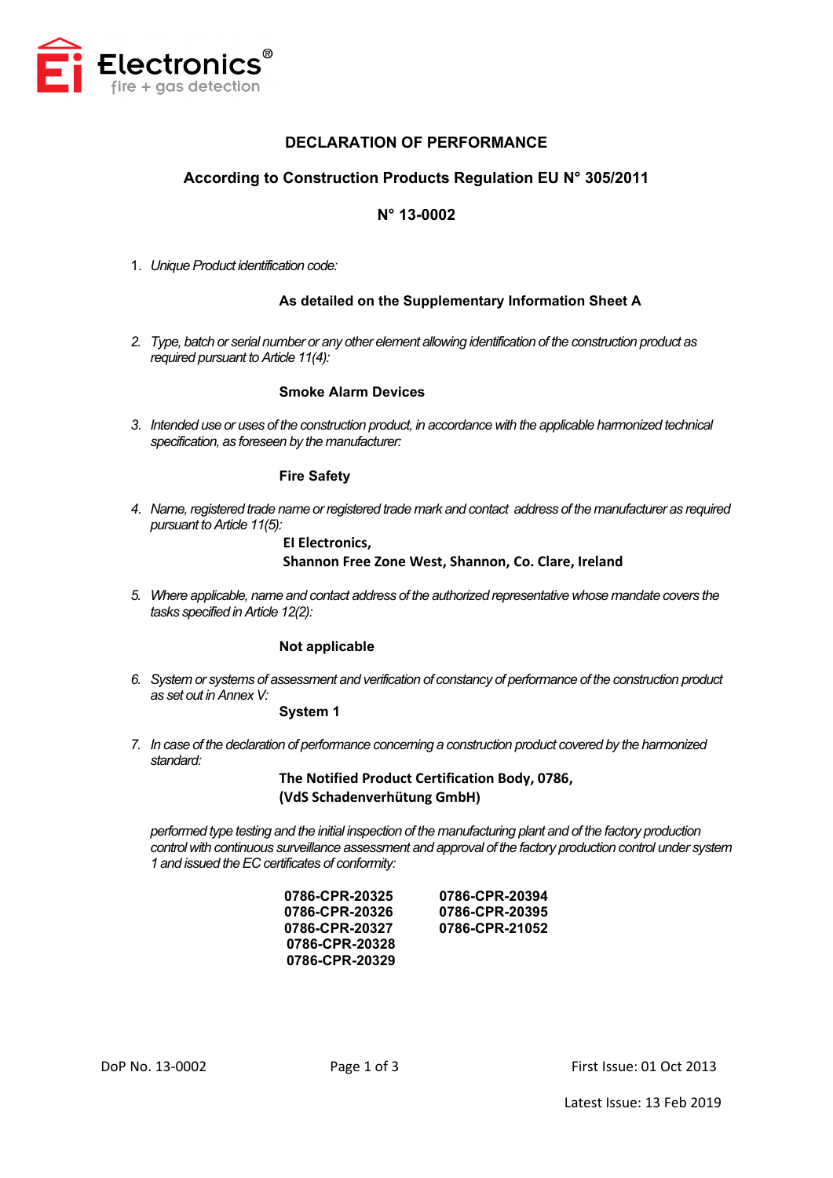Ei Electronics®
fire + gas detection

# DECLARATION OF PERFORMANCE

## According to Construction Products Regulation EU N° 305/2011

## N° 13-0002

1. *Unique Product identification code:*

   **As detailed on the Supplementary Information Sheet A**

2. *Type, batch or serial number or any other element allowing identification of the construction product as required pursuant to Article 11(4):*

   **Smoke Alarm Devices**

3. *Intended use or uses of the construction product, in accordance with the applicable harmonized technical specification, as foreseen by the manufacturer:*

   **Fire Safety**

4. *Name, registered trade name or registered trade mark and contact address of the manufacturer as required pursuant to Article 11(5):*

   **EI Electronics,**
   **Shannon Free Zone West, Shannon, Co. Clare, Ireland**

5. *Where applicable, name and contact address of the authorized representative whose mandate covers the tasks specified in Article 12(2):*

   **Not applicable**

6. *System or systems of assessment and verification of constancy of performance of the construction product as set out in Annex V:*

   **System 1**

7. *In case of the declaration of performance concerning a construction product covered by the harmonized standard:*

   **The Notified Product Certification Body, 0786,**
   **(VdS Schadenverhütung GmbH)**

   *performed type testing and the initial inspection of the manufacturing plant and of the factory production control with continuous surveillance assessment and approval of the factory production control under system 1 and issued the EC certificates of conformity:*

   **0786-CPR-20325**
   **0786-CPR-20326**
   **0786-CPR-20327**
   **0786-CPR-20328**
   **0786-CPR-20329**
   **0786-CPR-20394**
   **0786-CPR-20395**
   **0786-CPR-21052**

DoP No. 13-0002

First Issue: 01 Oct 2013

Latest Issue: 13 Feb 2019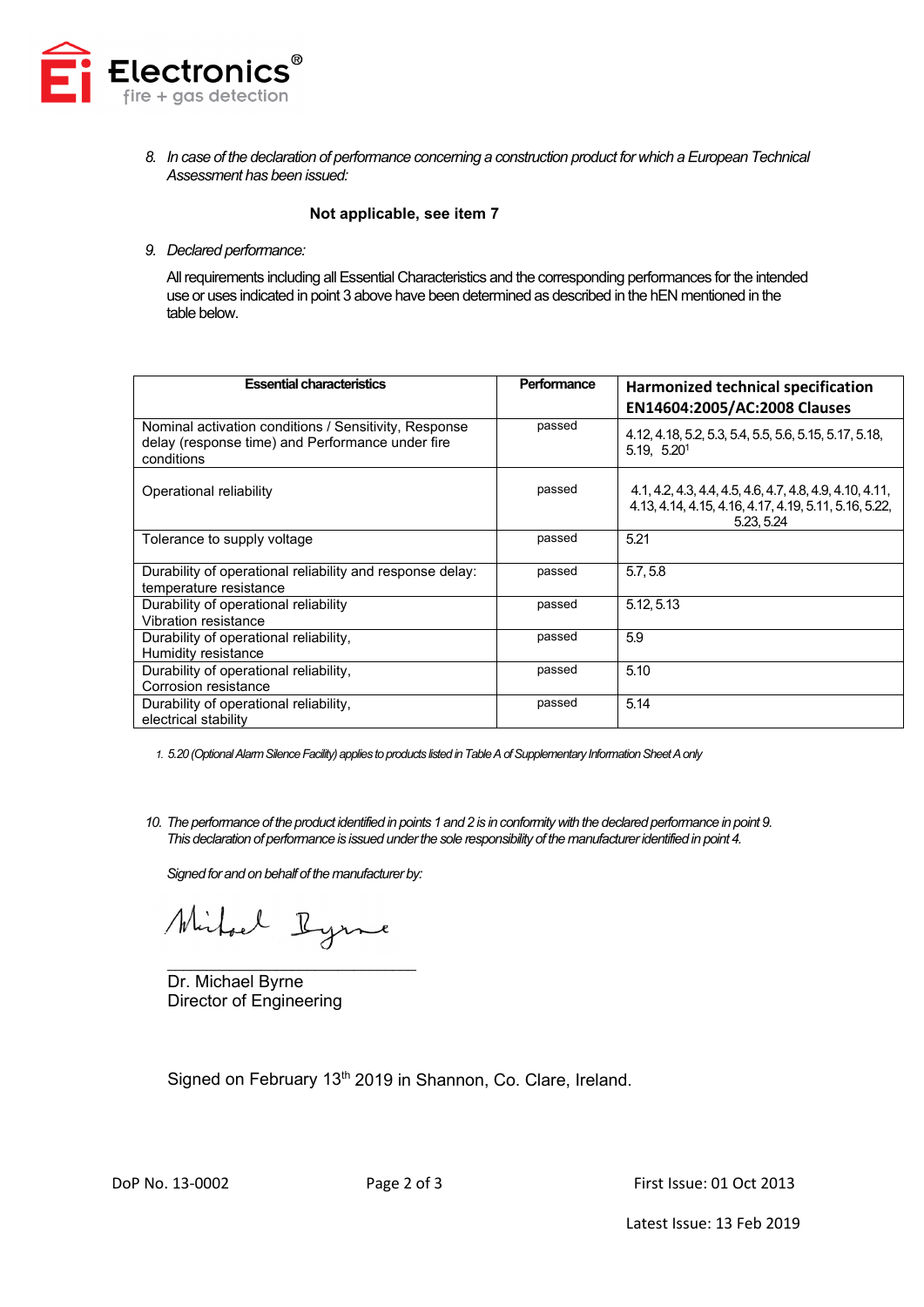8. *In case of the declaration of performance concerning a construction product for which a European Technical Assessment has been issued:*

**Not applicable, see item 7**

9. *Declared performance:*

All requirements including all Essential Characteristics and the corresponding performances for the intended use or uses indicated in point 3 above have been determined as described in the hEN mentioned in the table below.

| Essential characteristics | Performance | Harmonized technical specification EN14604:2005/AC:2008 Clauses |
|---|---|---|
| Nominal activation conditions / Sensitivity, Response delay (response time) and Performance under fire conditions | passed | 4.12, 4.18, 5.2, 5.3, 5.4, 5.5, 5.6, 5.15, 5.17, 5.18, 5.19, 5.20[1] |
| Operational reliability | passed | 4.1, 4.2, 4.3, 4.4, 4.5, 4.6, 4.7, 4.8, 4.9, 4.10, 4.11, 4.13, 4.14, 4.15, 4.16, 4.17, 4.19, 5.11, 5.16, 5.22, 5.23, 5.24 |
| Tolerance to supply voltage | passed | 5.21 |
| Durability of operational reliability and response delay: temperature resistance | passed | 5.7, 5.8 |
| Durability of operational reliability Vibration resistance | passed | 5.12, 5.13 |
| Durability of operational reliability, Humidity resistance | passed | 5.9 |
| Durability of operational reliability, Corrosion resistance | passed | 5.10 |
| Durability of operational reliability, electrical stability | passed | 5.14 |

1. *5.20 (Optional Alarm Silence Facility) applies to products listed in Table A of Supplementary Information Sheet A only*

10. *The performance of the product identified in points 1 and 2 is in conformity with the declared performance in point 9. This declaration of performance is issued under the sole responsibility of the manufacturer identified in point 4.*

*Signed for and on behalf of the manufacturer by:*

Dr. Michael Byrne
Director of Engineering

Signed on February 13th 2019 in Shannon, Co. Clare, Ireland.

DoP No. 13-0002

First Issue: 01 Oct 2013

Latest Issue: 13 Feb 2019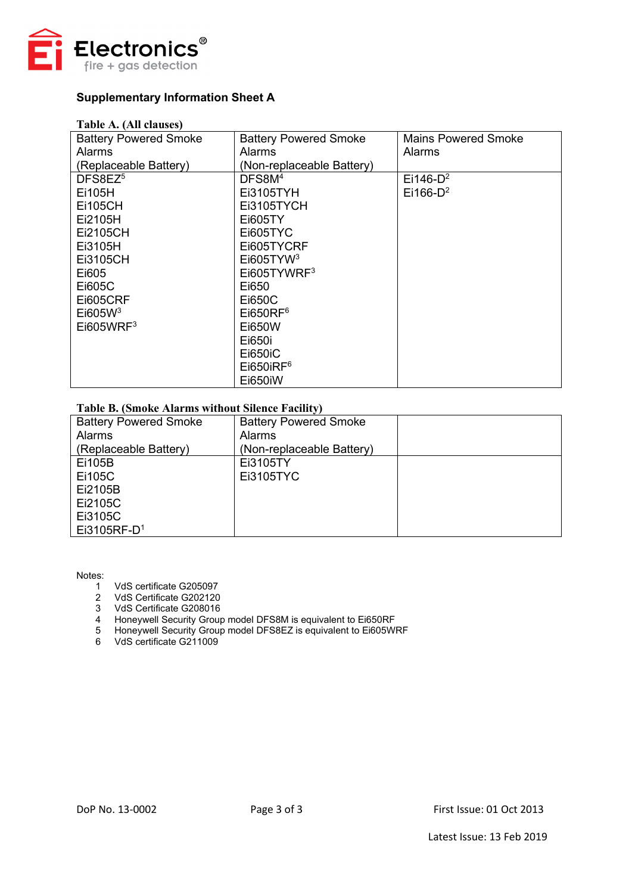## Supplementary Information Sheet A

**Table A. (All clauses)**

| Battery Powered Smoke Alarms (Replaceable Battery) | Battery Powered Smoke Alarms (Non-replaceable Battery) | Mains Powered Smoke Alarms |
|---|---|---|
| DFS8EZ[5] | DFS8M[4] | Ei146-D[2] |
| Ei105H | Ei3105TYH | Ei166-D[2] |
| Ei105CH | Ei3105TYCH | |
| Ei2105H | Ei605TY | |
| Ei2105CH | Ei605TYC | |
| Ei3105H | Ei605TYCRF | |
| Ei3105CH | Ei605TYW[3] | |
| Ei605 | Ei605TYWRF[3] | |
| Ei605C | Ei650 | |
| Ei605CRF | Ei650C | |
| Ei605W[3] | Ei650RF[6] | |
| Ei605WRF[3] | Ei650W | |
| | Ei650i | |
| | Ei650iC | |
| | Ei650iRF[6] | |
| | Ei650iW | |

**Table B. (Smoke Alarms without Silence Facility)**

| Battery Powered Smoke Alarms (Replaceable Battery) | Battery Powered Smoke Alarms (Non-replaceable Battery) | |
|---|---|---|
| Ei105B | Ei3105TY | |
| Ei105C | Ei3105TYC | |
| Ei2105B | | |
| Ei2105C | | |
| Ei3105C | | |
| Ei3105RF-D[1] | | |

Notes:

1. VdS certificate G205097
2. VdS Certificate G202120
3. VdS Certificate G208016
4. Honeywell Security Group model DFS8M is equivalent to Ei650RF
5. Honeywell Security Group model DFS8EZ is equivalent to Ei605WRF
6. VdS certificate G211009

DoP No. 13-0002

First Issue: 01 Oct 2013

Latest Issue: 13 Feb 2019